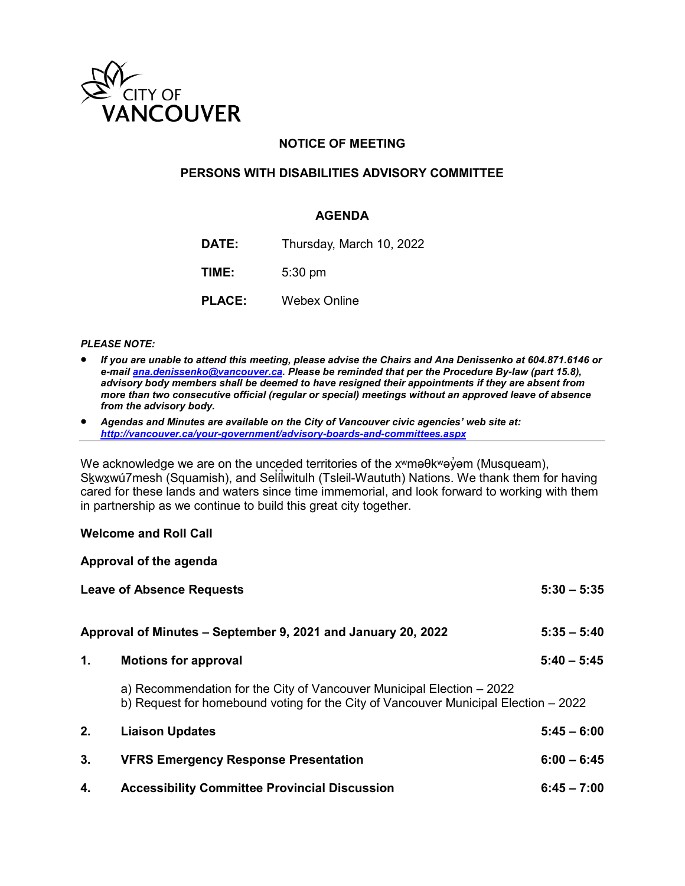CITY OF VANCOUVER

# NOTICE OF MEETING

## PERSONS WITH DISABILITIES ADVISORY COMMITTEE

### AGENDA

| | |
|---|---|
| **DATE:** | Thursday, March 10, 2022 |
| **TIME:** | 5:30 pm |
| **PLACE:** | Webex Online |

***PLEASE NOTE:***

- ***If you are unable to attend this meeting, please advise the Chairs and Ana Denissenko at 604.871.6146 or e-mail [ana.denissenko@vancouver.ca](mailto:ana.denissenko@vancouver.ca). Please be reminded that per the Procedure By-law (part 15.8), advisory body members shall be deemed to have resigned their appointments if they are absent from more than two consecutive official (regular or special) meetings without an approved leave of absence from the advisory body.***
- ***Agendas and Minutes are available on the City of Vancouver civic agencies' web site at: [http://vancouver.ca/your-government/advisory-boards-and-committees.aspx](http://vancouver.ca/your-government/advisory-boards-and-committees.aspx)***

---

We acknowledge we are on the unceded territories of the xʷməθkʷəy̓əm (Musqueam), Sḵwx̱wú7mesh (Squamish), and Səl̓ílwitulh (Tsleil-Waututh) Nations. We thank them for having cared for these lands and waters since time immemorial, and look forward to working with them in partnership as we continue to build this great city together.

**Welcome and Roll Call**

**Approval of the agenda**

**Leave of Absence Requests** — **5:30 – 5:35**

**Approval of Minutes – September 9, 2021 and January 20, 2022** — **5:35 – 5:40**

**1. Motions for approval** — **5:40 – 5:45**

a) Recommendation for the City of Vancouver Municipal Election – 2022
b) Request for homebound voting for the City of Vancouver Municipal Election – 2022

**2. Liaison Updates** — **5:45 – 6:00**

**3. VFRS Emergency Response Presentation** — **6:00 – 6:45**

**4. Accessibility Committee Provincial Discussion** — **6:45 – 7:00**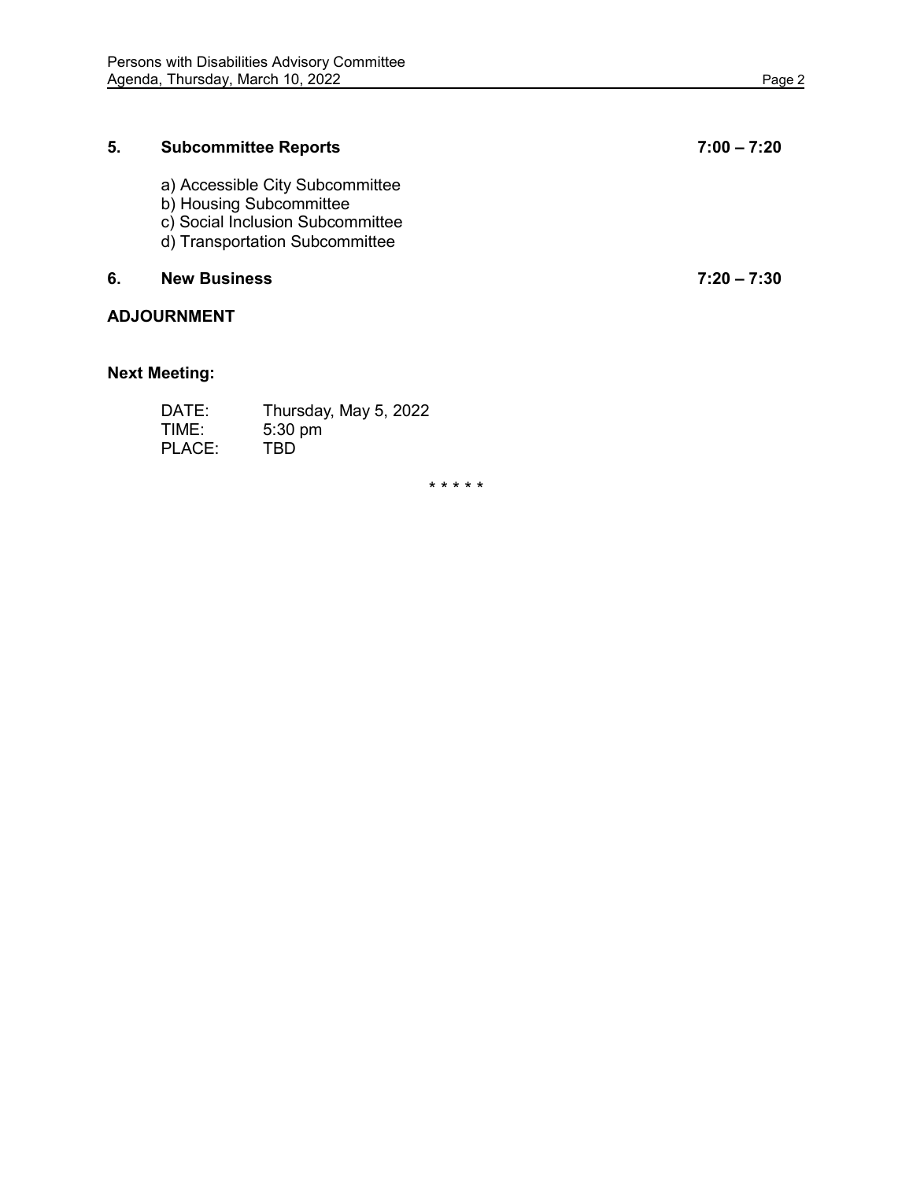## 5. Subcommittee Reports — 7:00 – 7:20

a) Accessible City Subcommittee
b) Housing Subcommittee
c) Social Inclusion Subcommittee
d) Transportation Subcommittee

## 6. New Business — 7:20 – 7:30

## ADJOURNMENT

**Next Meeting:**

DATE: Thursday, May 5, 2022
TIME: 5:30 pm
PLACE: TBD

\* \* \* \* \*